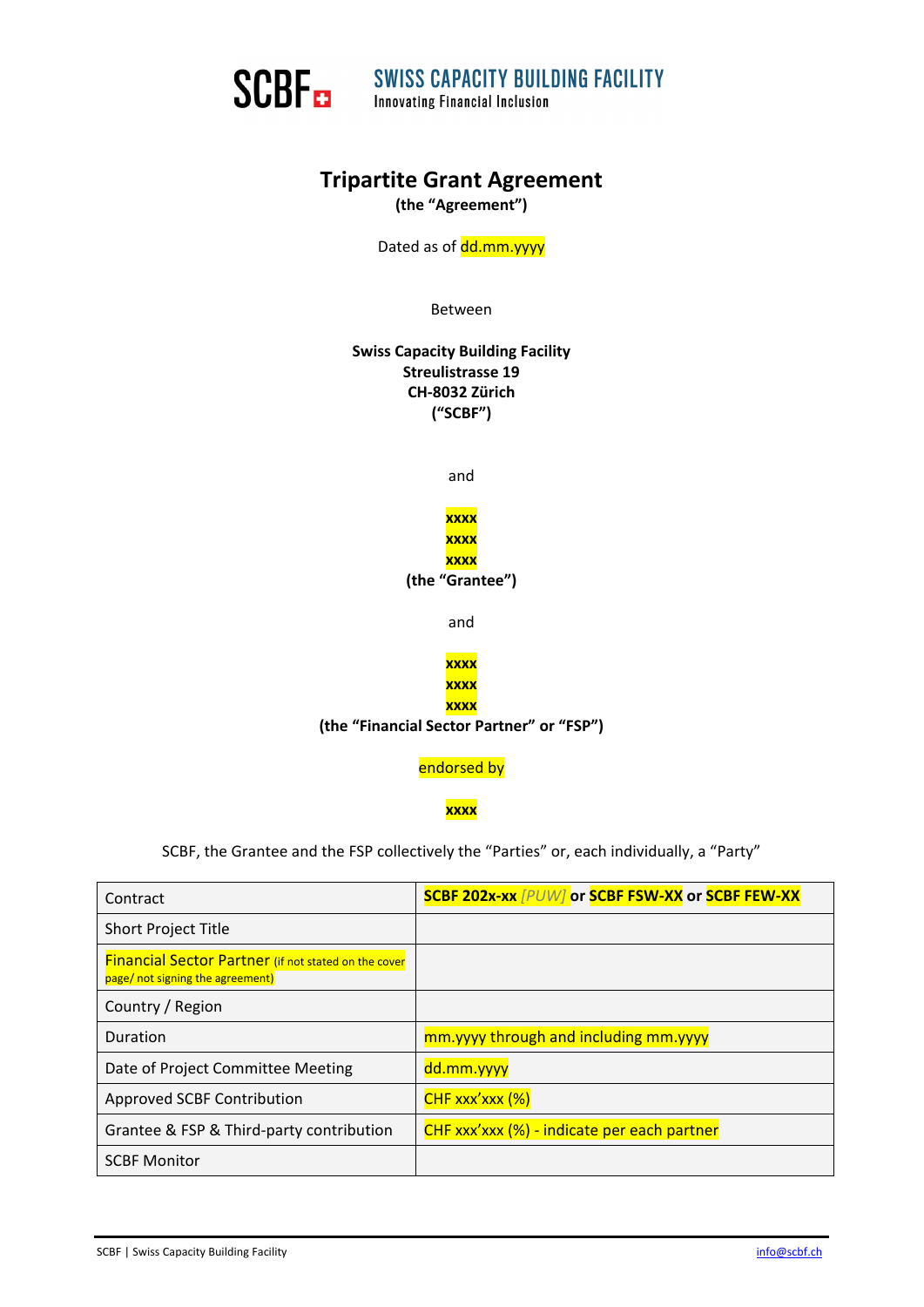**SCBF** SWISS CAPACITY BUILDING FACILITY
Innovating Financial Inclusion

# Tripartite Grant Agreement

**(the "Agreement")**

Dated as of dd.mm.yyyy

Between

**Swiss Capacity Building Facility**
**Streulistrasse 19**
**CH-8032 Zürich**
**("SCBF")**

and

**xxxx**
**xxxx**
**xxxx**
**(the "Grantee")**

and

**xxxx**
**xxxx**
**xxxx**
**(the "Financial Sector Partner" or "FSP")**

endorsed by

**xxxx**

SCBF, the Grantee and the FSP collectively the "Parties" or, each individually, a "Party"

| Contract | **SCBF 202x-xx** *[PUW]* **or SCBF FSW-XX or SCBF FEW-XX** |
|---|---|
| Short Project Title | |
| Financial Sector Partner (if not stated on the cover page/ not signing the agreement) | |
| Country / Region | |
| Duration | mm.yyyy through and including mm.yyyy |
| Date of Project Committee Meeting | dd.mm.yyyy |
| Approved SCBF Contribution | CHF xxx'xxx (%) |
| Grantee & FSP & Third-party contribution | CHF xxx'xxx (%) - indicate per each partner |
| SCBF Monitor | |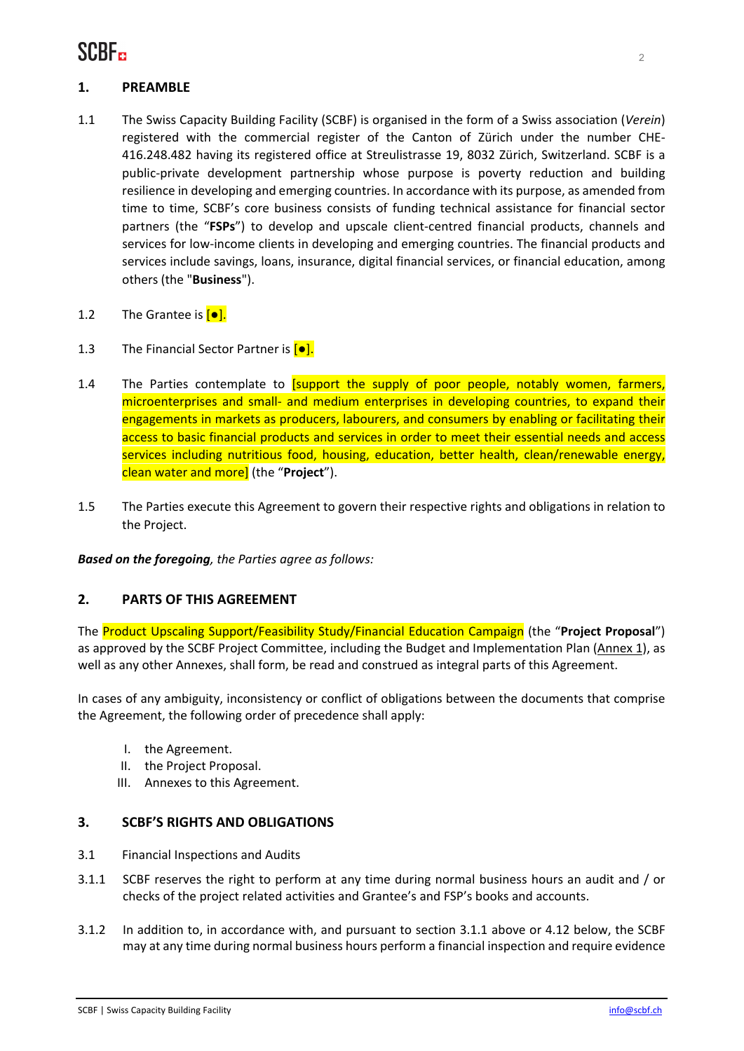## 1. PREAMBLE

1.1 The Swiss Capacity Building Facility (SCBF) is organised in the form of a Swiss association (*Verein*) registered with the commercial register of the Canton of Zürich under the number CHE-416.248.482 having its registered office at Streulistrasse 19, 8032 Zürich, Switzerland. SCBF is a public-private development partnership whose purpose is poverty reduction and building resilience in developing and emerging countries. In accordance with its purpose, as amended from time to time, SCBF's core business consists of funding technical assistance for financial sector partners (the "**FSPs**") to develop and upscale client-centred financial products, channels and services for low-income clients in developing and emerging countries. The financial products and services include savings, loans, insurance, digital financial services, or financial education, among others (the "**Business**").

1.2 The Grantee is [●].

1.3 The Financial Sector Partner is [●].

1.4 The Parties contemplate to [support the supply of poor people, notably women, farmers, microenterprises and small- and medium enterprises in developing countries, to expand their engagements in markets as producers, labourers, and consumers by enabling or facilitating their access to basic financial products and services in order to meet their essential needs and access services including nutritious food, housing, education, better health, clean/renewable energy, clean water and more] (the "**Project**").

1.5 The Parties execute this Agreement to govern their respective rights and obligations in relation to the Project.

***Based on the foregoing****, the Parties agree as follows:*

## 2. PARTS OF THIS AGREEMENT

The Product Upscaling Support/Feasibility Study/Financial Education Campaign (the "**Project Proposal**") as approved by the SCBF Project Committee, including the Budget and Implementation Plan (Annex 1), as well as any other Annexes, shall form, be read and construed as integral parts of this Agreement.

In cases of any ambiguity, inconsistency or conflict of obligations between the documents that comprise the Agreement, the following order of precedence shall apply:

I. the Agreement.
II. the Project Proposal.
III. Annexes to this Agreement.

## 3. SCBF'S RIGHTS AND OBLIGATIONS

3.1 Financial Inspections and Audits

3.1.1 SCBF reserves the right to perform at any time during normal business hours an audit and / or checks of the project related activities and Grantee's and FSP's books and accounts.

3.1.2 In addition to, in accordance with, and pursuant to section 3.1.1 above or 4.12 below, the SCBF may at any time during normal business hours perform a financial inspection and require evidence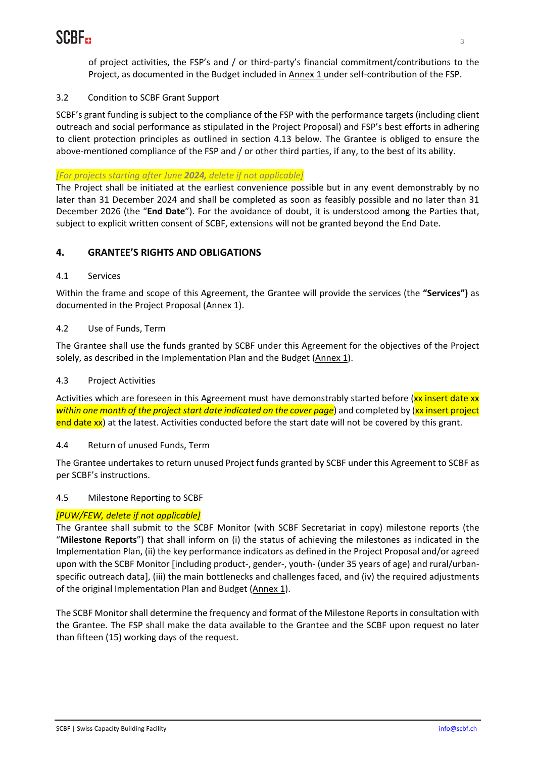of project activities, the FSP's and / or third-party's financial commitment/contributions to the Project, as documented in the Budget included in Annex 1 under self-contribution of the FSP.

3.2 Condition to SCBF Grant Support

SCBF's grant funding is subject to the compliance of the FSP with the performance targets (including client outreach and social performance as stipulated in the Project Proposal) and FSP's best efforts in adhering to client protection principles as outlined in section 4.13 below. The Grantee is obliged to ensure the above-mentioned compliance of the FSP and / or other third parties, if any, to the best of its ability.

*[For projects starting after June **2024,** delete if not applicable]*
The Project shall be initiated at the earliest convenience possible but in any event demonstrably by no later than 31 December 2024 and shall be completed as soon as feasibly possible and no later than 31 December 2026 (the "**End Date**"). For the avoidance of doubt, it is understood among the Parties that, subject to explicit written consent of SCBF, extensions will not be granted beyond the End Date.

## 4. GRANTEE'S RIGHTS AND OBLIGATIONS

4.1 Services

Within the frame and scope of this Agreement, the Grantee will provide the services (the **"Services")** as documented in the Project Proposal (Annex 1).

4.2 Use of Funds, Term

The Grantee shall use the funds granted by SCBF under this Agreement for the objectives of the Project solely, as described in the Implementation Plan and the Budget (Annex 1).

4.3 Project Activities

Activities which are foreseen in this Agreement must have demonstrably started before (xx insert date xx *within one month of the project start date indicated on the cover page*) and completed by (xx insert project end date xx) at the latest. Activities conducted before the start date will not be covered by this grant.

4.4 Return of unused Funds, Term

The Grantee undertakes to return unused Project funds granted by SCBF under this Agreement to SCBF as per SCBF's instructions.

4.5 Milestone Reporting to SCBF

*[PUW/FEW, delete if not applicable]*
The Grantee shall submit to the SCBF Monitor (with SCBF Secretariat in copy) milestone reports (the "**Milestone Reports**") that shall inform on (i) the status of achieving the milestones as indicated in the Implementation Plan, (ii) the key performance indicators as defined in the Project Proposal and/or agreed upon with the SCBF Monitor [including product-, gender-, youth- (under 35 years of age) and rural/urban-specific outreach data], (iii) the main bottlenecks and challenges faced, and (iv) the required adjustments of the original Implementation Plan and Budget (Annex 1).

The SCBF Monitor shall determine the frequency and format of the Milestone Reports in consultation with the Grantee. The FSP shall make the data available to the Grantee and the SCBF upon request no later than fifteen (15) working days of the request.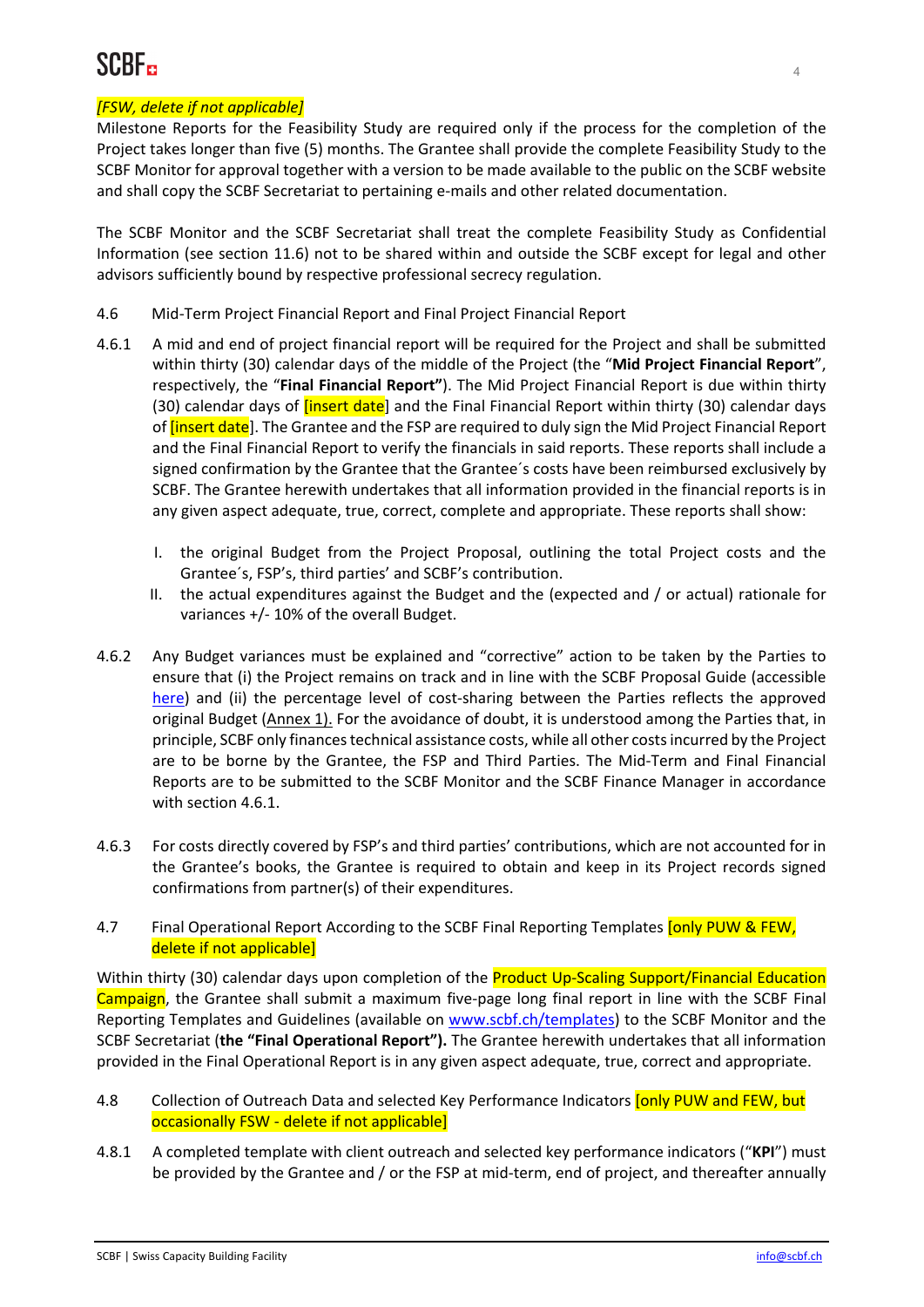*[FSW, delete if not applicable]*

Milestone Reports for the Feasibility Study are required only if the process for the completion of the Project takes longer than five (5) months. The Grantee shall provide the complete Feasibility Study to the SCBF Monitor for approval together with a version to be made available to the public on the SCBF website and shall copy the SCBF Secretariat to pertaining e-mails and other related documentation.

The SCBF Monitor and the SCBF Secretariat shall treat the complete Feasibility Study as Confidential Information (see section 11.6) not to be shared within and outside the SCBF except for legal and other advisors sufficiently bound by respective professional secrecy regulation.

4.6 Mid-Term Project Financial Report and Final Project Financial Report

4.6.1 A mid and end of project financial report will be required for the Project and shall be submitted within thirty (30) calendar days of the middle of the Project (the "**Mid Project Financial Report**", respectively, the "**Final Financial Report"**). The Mid Project Financial Report is due within thirty (30) calendar days of [insert date] and the Final Financial Report within thirty (30) calendar days of [insert date]. The Grantee and the FSP are required to duly sign the Mid Project Financial Report and the Final Financial Report to verify the financials in said reports. These reports shall include a signed confirmation by the Grantee that the Grantee´s costs have been reimbursed exclusively by SCBF. The Grantee herewith undertakes that all information provided in the financial reports is in any given aspect adequate, true, correct, complete and appropriate. These reports shall show:

I. the original Budget from the Project Proposal, outlining the total Project costs and the Grantee´s, FSP's, third parties' and SCBF's contribution.

II. the actual expenditures against the Budget and the (expected and / or actual) rationale for variances +/- 10% of the overall Budget.

4.6.2 Any Budget variances must be explained and "corrective" action to be taken by the Parties to ensure that (i) the Project remains on track and in line with the SCBF Proposal Guide (accessible here) and (ii) the percentage level of cost-sharing between the Parties reflects the approved original Budget (Annex 1). For the avoidance of doubt, it is understood among the Parties that, in principle, SCBF only finances technical assistance costs, while all other costs incurred by the Project are to be borne by the Grantee, the FSP and Third Parties. The Mid-Term and Final Financial Reports are to be submitted to the SCBF Monitor and the SCBF Finance Manager in accordance with section 4.6.1.

4.6.3 For costs directly covered by FSP's and third parties' contributions, which are not accounted for in the Grantee's books, the Grantee is required to obtain and keep in its Project records signed confirmations from partner(s) of their expenditures.

4.7 Final Operational Report According to the SCBF Final Reporting Templates [only PUW & FEW, delete if not applicable]

Within thirty (30) calendar days upon completion of the Product Up-Scaling Support/Financial Education Campaign, the Grantee shall submit a maximum five-page long final report in line with the SCBF Final Reporting Templates and Guidelines (available on www.scbf.ch/templates) to the SCBF Monitor and the SCBF Secretariat (**the "Final Operational Report").** The Grantee herewith undertakes that all information provided in the Final Operational Report is in any given aspect adequate, true, correct and appropriate.

4.8 Collection of Outreach Data and selected Key Performance Indicators [only PUW and FEW, but occasionally FSW - delete if not applicable]

4.8.1 A completed template with client outreach and selected key performance indicators ("**KPI**") must be provided by the Grantee and / or the FSP at mid-term, end of project, and thereafter annually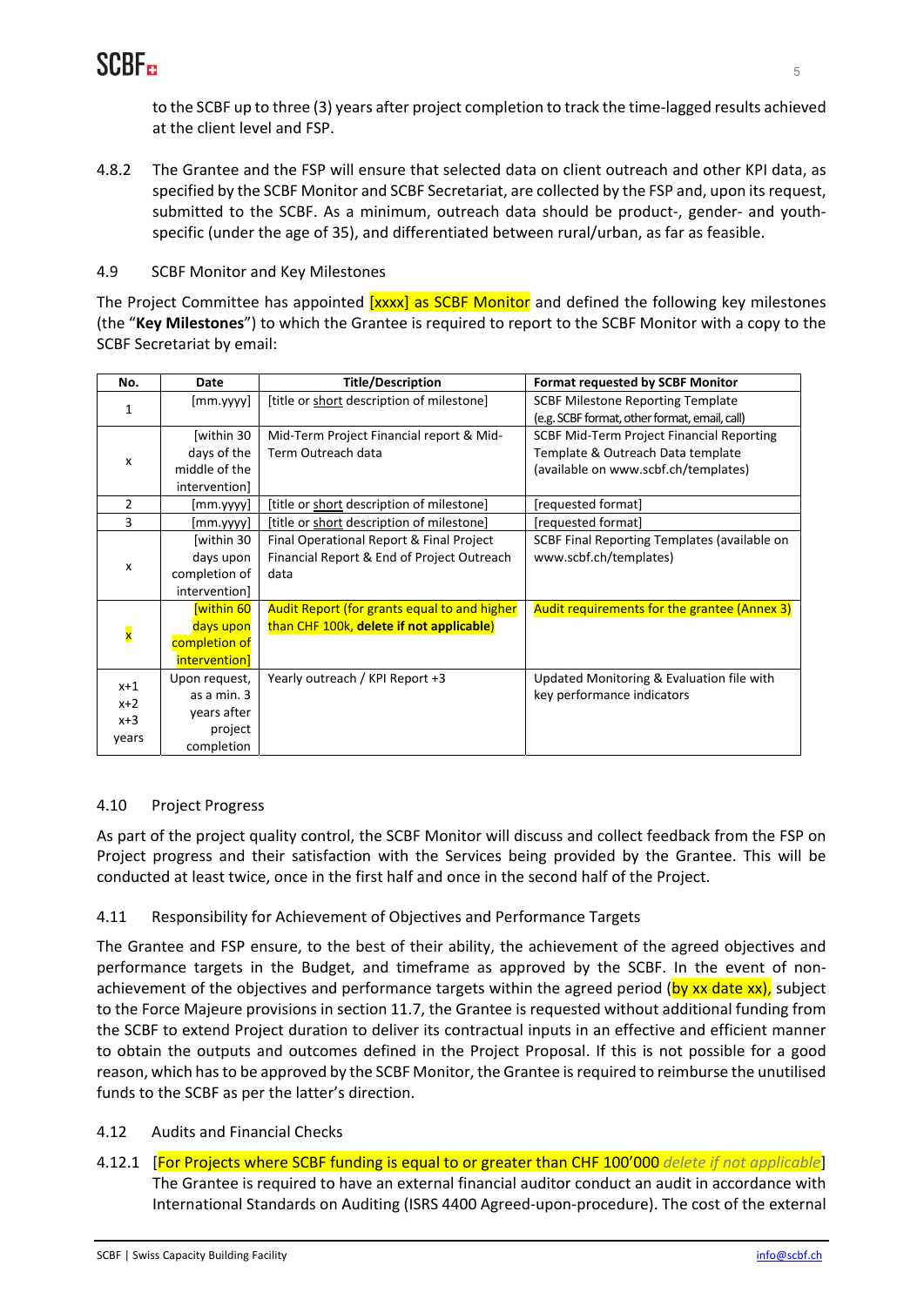to the SCBF up to three (3) years after project completion to track the time-lagged results achieved at the client level and FSP.

4.8.2 The Grantee and the FSP will ensure that selected data on client outreach and other KPI data, as specified by the SCBF Monitor and SCBF Secretariat, are collected by the FSP and, upon its request, submitted to the SCBF. As a minimum, outreach data should be product-, gender- and youth-specific (under the age of 35), and differentiated between rural/urban, as far as feasible.

### 4.9 SCBF Monitor and Key Milestones

The Project Committee has appointed [xxxx] as SCBF Monitor and defined the following key milestones (the "**Key Milestones**") to which the Grantee is required to report to the SCBF Monitor with a copy to the SCBF Secretariat by email:

| No. | Date | Title/Description | Format requested by SCBF Monitor |
|---|---|---|---|
| 1 | [mm.yyyy] | [title or short description of milestone] | SCBF Milestone Reporting Template (e.g. SCBF format, other format, email, call) |
| x | [within 30 days of the middle of the intervention] | Mid-Term Project Financial report & Mid-Term Outreach data | SCBF Mid-Term Project Financial Reporting Template & Outreach Data template (available on www.scbf.ch/templates) |
| 2 | [mm.yyyy] | [title or short description of milestone] | [requested format] |
| 3 | [mm.yyyy] | [title or short description of milestone] | [requested format] |
| x | [within 30 days upon completion of intervention] | Final Operational Report & Final Project Financial Report & End of Project Outreach data | SCBF Final Reporting Templates (available on www.scbf.ch/templates) |
| x | [within 60 days upon completion of intervention] | Audit Report (for grants equal to and higher than CHF 100k, **delete if not applicable**) | Audit requirements for the grantee (Annex 3) |
| x+1 x+2 x+3 years | Upon request, as a min. 3 years after project completion | Yearly outreach / KPI Report +3 | Updated Monitoring & Evaluation file with key performance indicators |

### 4.10 Project Progress

As part of the project quality control, the SCBF Monitor will discuss and collect feedback from the FSP on Project progress and their satisfaction with the Services being provided by the Grantee. This will be conducted at least twice, once in the first half and once in the second half of the Project.

### 4.11 Responsibility for Achievement of Objectives and Performance Targets

The Grantee and FSP ensure, to the best of their ability, the achievement of the agreed objectives and performance targets in the Budget, and timeframe as approved by the SCBF. In the event of non-achievement of the objectives and performance targets within the agreed period (by xx date xx), subject to the Force Majeure provisions in section 11.7, the Grantee is requested without additional funding from the SCBF to extend Project duration to deliver its contractual inputs in an effective and efficient manner to obtain the outputs and outcomes defined in the Project Proposal. If this is not possible for a good reason, which has to be approved by the SCBF Monitor, the Grantee is required to reimburse the unutilised funds to the SCBF as per the latter's direction.

### 4.12 Audits and Financial Checks

4.12.1 [For Projects where SCBF funding is equal to or greater than CHF 100'000 *delete if not applicable*] The Grantee is required to have an external financial auditor conduct an audit in accordance with International Standards on Auditing (ISRS 4400 Agreed-upon-procedure). The cost of the external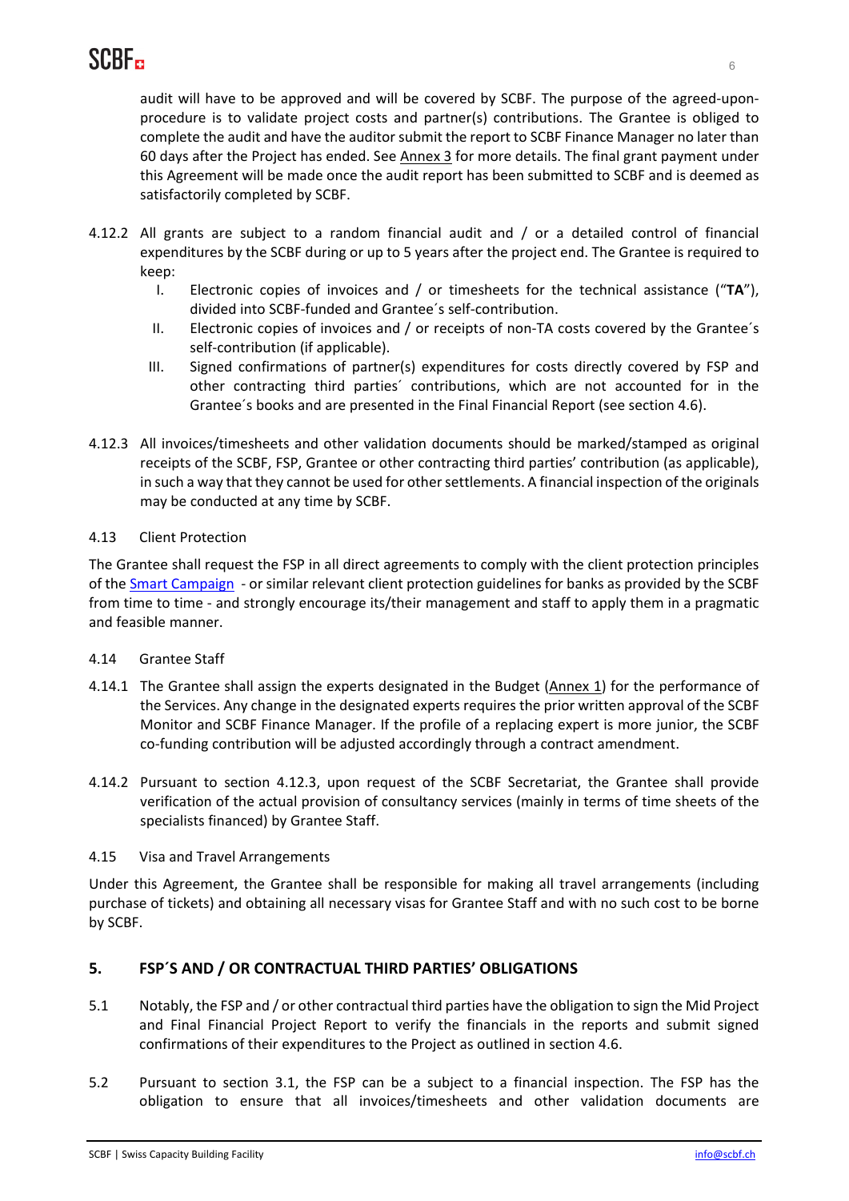audit will have to be approved and will be covered by SCBF. The purpose of the agreed-upon-procedure is to validate project costs and partner(s) contributions. The Grantee is obliged to complete the audit and have the auditor submit the report to SCBF Finance Manager no later than 60 days after the Project has ended. See Annex 3 for more details. The final grant payment under this Agreement will be made once the audit report has been submitted to SCBF and is deemed as satisfactorily completed by SCBF.

4.12.2 All grants are subject to a random financial audit and / or a detailed control of financial expenditures by the SCBF during or up to 5 years after the project end. The Grantee is required to keep:

I. Electronic copies of invoices and / or timesheets for the technical assistance ("**TA**"), divided into SCBF-funded and Grantee´s self-contribution.

II. Electronic copies of invoices and / or receipts of non-TA costs covered by the Grantee´s self-contribution (if applicable).

III. Signed confirmations of partner(s) expenditures for costs directly covered by FSP and other contracting third parties´ contributions, which are not accounted for in the Grantee´s books and are presented in the Final Financial Report (see section 4.6).

4.12.3 All invoices/timesheets and other validation documents should be marked/stamped as original receipts of the SCBF, FSP, Grantee or other contracting third parties' contribution (as applicable), in such a way that they cannot be used for other settlements. A financial inspection of the originals may be conducted at any time by SCBF.

4.13 Client Protection

The Grantee shall request the FSP in all direct agreements to comply with the client protection principles of the Smart Campaign - or similar relevant client protection guidelines for banks as provided by the SCBF from time to time - and strongly encourage its/their management and staff to apply them in a pragmatic and feasible manner.

4.14 Grantee Staff

4.14.1 The Grantee shall assign the experts designated in the Budget (Annex 1) for the performance of the Services. Any change in the designated experts requires the prior written approval of the SCBF Monitor and SCBF Finance Manager. If the profile of a replacing expert is more junior, the SCBF co-funding contribution will be adjusted accordingly through a contract amendment.

4.14.2 Pursuant to section 4.12.3, upon request of the SCBF Secretariat, the Grantee shall provide verification of the actual provision of consultancy services (mainly in terms of time sheets of the specialists financed) by Grantee Staff.

4.15 Visa and Travel Arrangements

Under this Agreement, the Grantee shall be responsible for making all travel arrangements (including purchase of tickets) and obtaining all necessary visas for Grantee Staff and with no such cost to be borne by SCBF.

## 5. FSP´S AND / OR CONTRACTUAL THIRD PARTIES' OBLIGATIONS

5.1 Notably, the FSP and / or other contractual third parties have the obligation to sign the Mid Project and Final Financial Project Report to verify the financials in the reports and submit signed confirmations of their expenditures to the Project as outlined in section 4.6.

5.2 Pursuant to section 3.1, the FSP can be a subject to a financial inspection. The FSP has the obligation to ensure that all invoices/timesheets and other validation documents are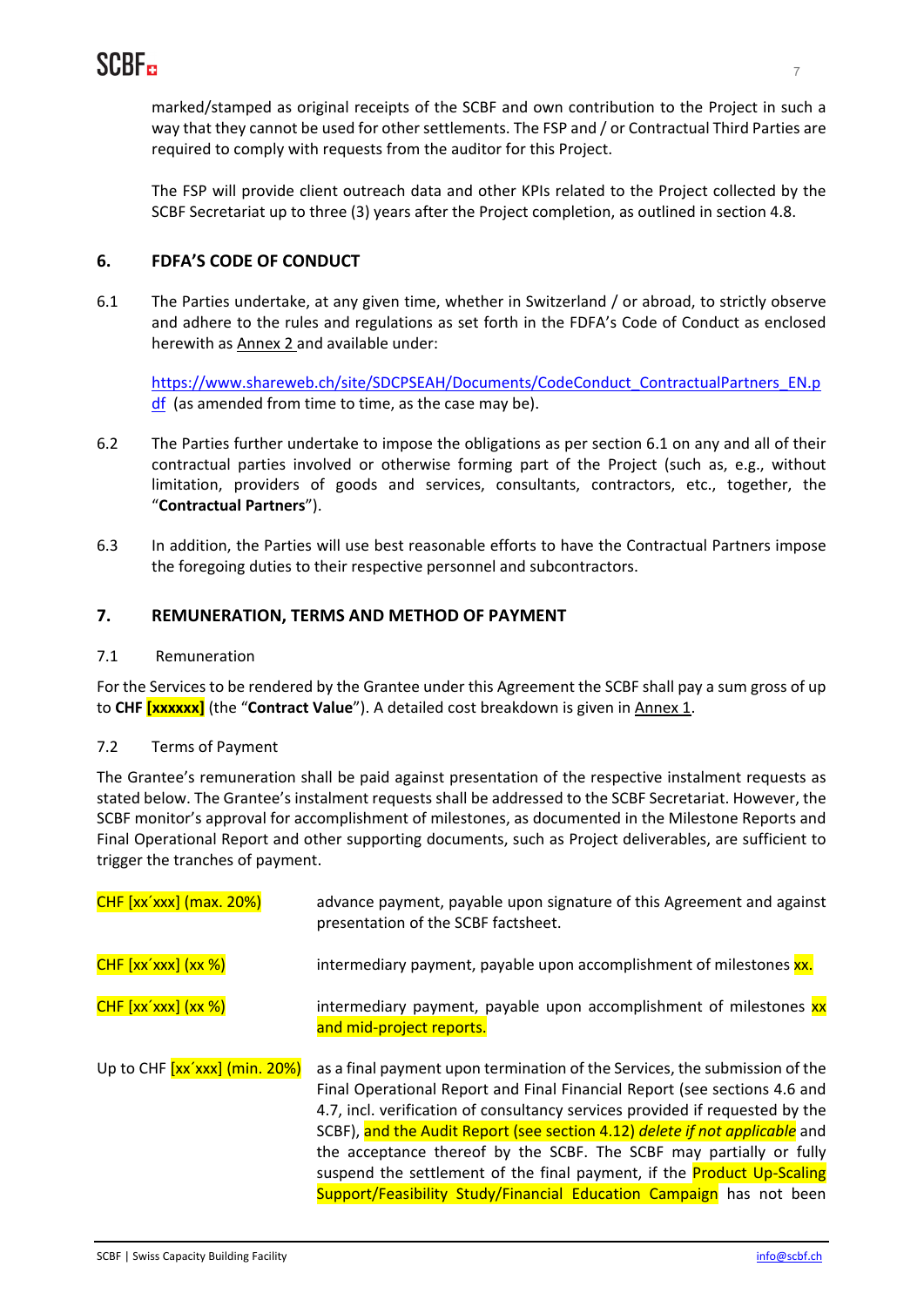marked/stamped as original receipts of the SCBF and own contribution to the Project in such a way that they cannot be used for other settlements. The FSP and / or Contractual Third Parties are required to comply with requests from the auditor for this Project.

The FSP will provide client outreach data and other KPIs related to the Project collected by the SCBF Secretariat up to three (3) years after the Project completion, as outlined in section 4.8.

## 6. FDFA'S CODE OF CONDUCT

6.1 The Parties undertake, at any given time, whether in Switzerland / or abroad, to strictly observe and adhere to the rules and regulations as set forth in the FDFA's Code of Conduct as enclosed herewith as Annex 2 and available under:

https://www.shareweb.ch/site/SDCPSEAH/Documents/CodeConduct_ContractualPartners_EN.pdf (as amended from time to time, as the case may be).

6.2 The Parties further undertake to impose the obligations as per section 6.1 on any and all of their contractual parties involved or otherwise forming part of the Project (such as, e.g., without limitation, providers of goods and services, consultants, contractors, etc., together, the "**Contractual Partners**").

6.3 In addition, the Parties will use best reasonable efforts to have the Contractual Partners impose the foregoing duties to their respective personnel and subcontractors.

## 7. REMUNERATION, TERMS AND METHOD OF PAYMENT

7.1 Remuneration

For the Services to be rendered by the Grantee under this Agreement the SCBF shall pay a sum gross of up to **CHF [xxxxxx]** (the "**Contract Value**"). A detailed cost breakdown is given in Annex 1.

7.2 Terms of Payment

The Grantee's remuneration shall be paid against presentation of the respective instalment requests as stated below. The Grantee's instalment requests shall be addressed to the SCBF Secretariat. However, the SCBF monitor's approval for accomplishment of milestones, as documented in the Milestone Reports and Final Operational Report and other supporting documents, such as Project deliverables, are sufficient to trigger the tranches of payment.

| | |
|---|---|
| CHF [xx´xxx] (max. 20%) | advance payment, payable upon signature of this Agreement and against presentation of the SCBF factsheet. |
| CHF [xx´xxx] (xx %) | intermediary payment, payable upon accomplishment of milestones xx. |
| CHF [xx´xxx] (xx %) | intermediary payment, payable upon accomplishment of milestones xx and mid-project reports. |
| Up to CHF [xx´xxx] (min. 20%) | as a final payment upon termination of the Services, the submission of the Final Operational Report and Final Financial Report (see sections 4.6 and 4.7, incl. verification of consultancy services provided if requested by the SCBF), and the Audit Report (see section 4.12) *delete if not applicable* and the acceptance thereof by the SCBF. The SCBF may partially or fully suspend the settlement of the final payment, if the Product Up-Scaling Support/Feasibility Study/Financial Education Campaign has not been |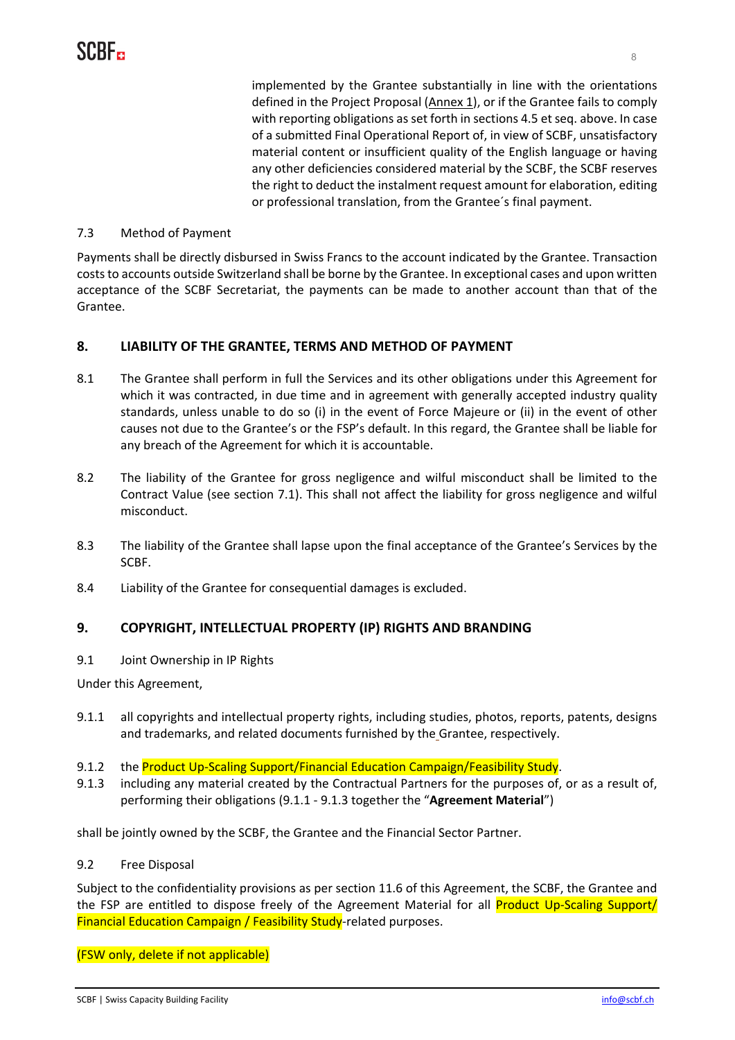implemented by the Grantee substantially in line with the orientations defined in the Project Proposal (Annex 1), or if the Grantee fails to comply with reporting obligations as set forth in sections 4.5 et seq. above. In case of a submitted Final Operational Report of, in view of SCBF, unsatisfactory material content or insufficient quality of the English language or having any other deficiencies considered material by the SCBF, the SCBF reserves the right to deduct the instalment request amount for elaboration, editing or professional translation, from the Grantee´s final payment.

7.3 Method of Payment

Payments shall be directly disbursed in Swiss Francs to the account indicated by the Grantee. Transaction costs to accounts outside Switzerland shall be borne by the Grantee. In exceptional cases and upon written acceptance of the SCBF Secretariat, the payments can be made to another account than that of the Grantee.

## 8. LIABILITY OF THE GRANTEE, TERMS AND METHOD OF PAYMENT

8.1 The Grantee shall perform in full the Services and its other obligations under this Agreement for which it was contracted, in due time and in agreement with generally accepted industry quality standards, unless unable to do so (i) in the event of Force Majeure or (ii) in the event of other causes not due to the Grantee's or the FSP's default. In this regard, the Grantee shall be liable for any breach of the Agreement for which it is accountable.

8.2 The liability of the Grantee for gross negligence and wilful misconduct shall be limited to the Contract Value (see section 7.1). This shall not affect the liability for gross negligence and wilful misconduct.

8.3 The liability of the Grantee shall lapse upon the final acceptance of the Grantee's Services by the SCBF.

8.4 Liability of the Grantee for consequential damages is excluded.

## 9. COPYRIGHT, INTELLECTUAL PROPERTY (IP) RIGHTS AND BRANDING

9.1 Joint Ownership in IP Rights

Under this Agreement,

9.1.1 all copyrights and intellectual property rights, including studies, photos, reports, patents, designs and trademarks, and related documents furnished by the Grantee, respectively.

9.1.2 the Product Up-Scaling Support/Financial Education Campaign/Feasibility Study.

9.1.3 including any material created by the Contractual Partners for the purposes of, or as a result of, performing their obligations (9.1.1 - 9.1.3 together the "**Agreement Material**")

shall be jointly owned by the SCBF, the Grantee and the Financial Sector Partner.

9.2 Free Disposal

Subject to the confidentiality provisions as per section 11.6 of this Agreement, the SCBF, the Grantee and the FSP are entitled to dispose freely of the Agreement Material for all Product Up-Scaling Support/ Financial Education Campaign / Feasibility Study-related purposes.

(FSW only, delete if not applicable)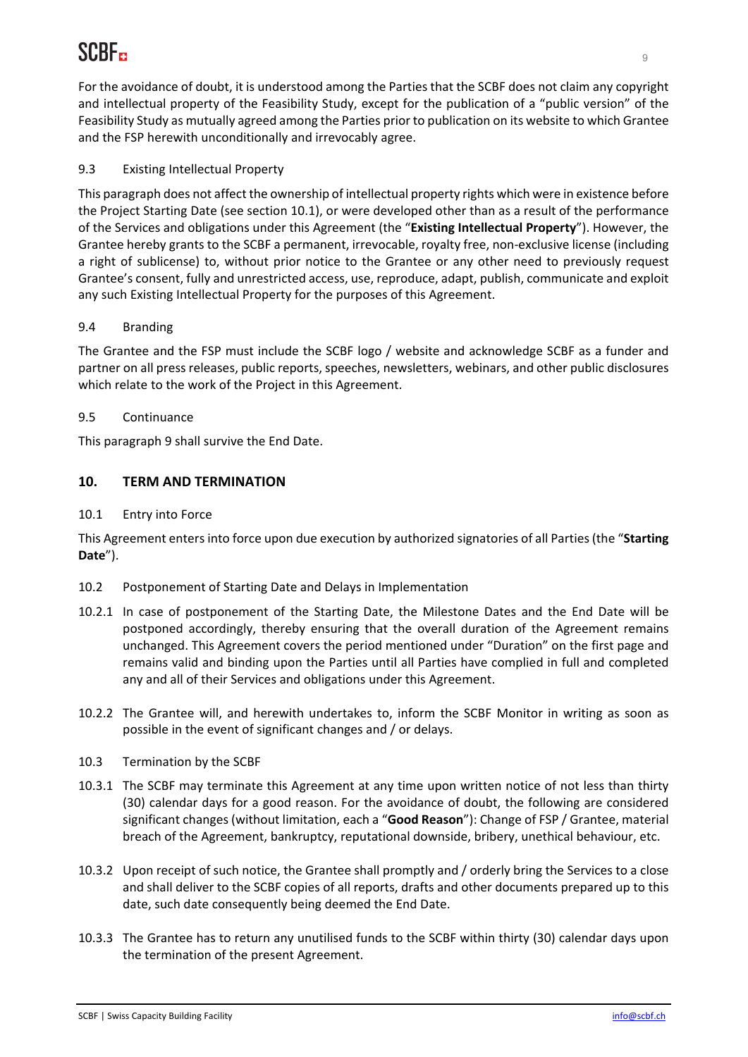For the avoidance of doubt, it is understood among the Parties that the SCBF does not claim any copyright and intellectual property of the Feasibility Study, except for the publication of a "public version" of the Feasibility Study as mutually agreed among the Parties prior to publication on its website to which Grantee and the FSP herewith unconditionally and irrevocably agree.

### 9.3 Existing Intellectual Property

This paragraph does not affect the ownership of intellectual property rights which were in existence before the Project Starting Date (see section 10.1), or were developed other than as a result of the performance of the Services and obligations under this Agreement (the "**Existing Intellectual Property**"). However, the Grantee hereby grants to the SCBF a permanent, irrevocable, royalty free, non-exclusive license (including a right of sublicense) to, without prior notice to the Grantee or any other need to previously request Grantee's consent, fully and unrestricted access, use, reproduce, adapt, publish, communicate and exploit any such Existing Intellectual Property for the purposes of this Agreement.

### 9.4 Branding

The Grantee and the FSP must include the SCBF logo / website and acknowledge SCBF as a funder and partner on all press releases, public reports, speeches, newsletters, webinars, and other public disclosures which relate to the work of the Project in this Agreement.

### 9.5 Continuance

This paragraph 9 shall survive the End Date.

## 10. TERM AND TERMINATION

### 10.1 Entry into Force

This Agreement enters into force upon due execution by authorized signatories of all Parties (the "**Starting Date**").

### 10.2 Postponement of Starting Date and Delays in Implementation

10.2.1 In case of postponement of the Starting Date, the Milestone Dates and the End Date will be postponed accordingly, thereby ensuring that the overall duration of the Agreement remains unchanged. This Agreement covers the period mentioned under "Duration" on the first page and remains valid and binding upon the Parties until all Parties have complied in full and completed any and all of their Services and obligations under this Agreement.

10.2.2 The Grantee will, and herewith undertakes to, inform the SCBF Monitor in writing as soon as possible in the event of significant changes and / or delays.

### 10.3 Termination by the SCBF

10.3.1 The SCBF may terminate this Agreement at any time upon written notice of not less than thirty (30) calendar days for a good reason. For the avoidance of doubt, the following are considered significant changes (without limitation, each a "**Good Reason**"): Change of FSP / Grantee, material breach of the Agreement, bankruptcy, reputational downside, bribery, unethical behaviour, etc.

10.3.2 Upon receipt of such notice, the Grantee shall promptly and / orderly bring the Services to a close and shall deliver to the SCBF copies of all reports, drafts and other documents prepared up to this date, such date consequently being deemed the End Date.

10.3.3 The Grantee has to return any unutilised funds to the SCBF within thirty (30) calendar days upon the termination of the present Agreement.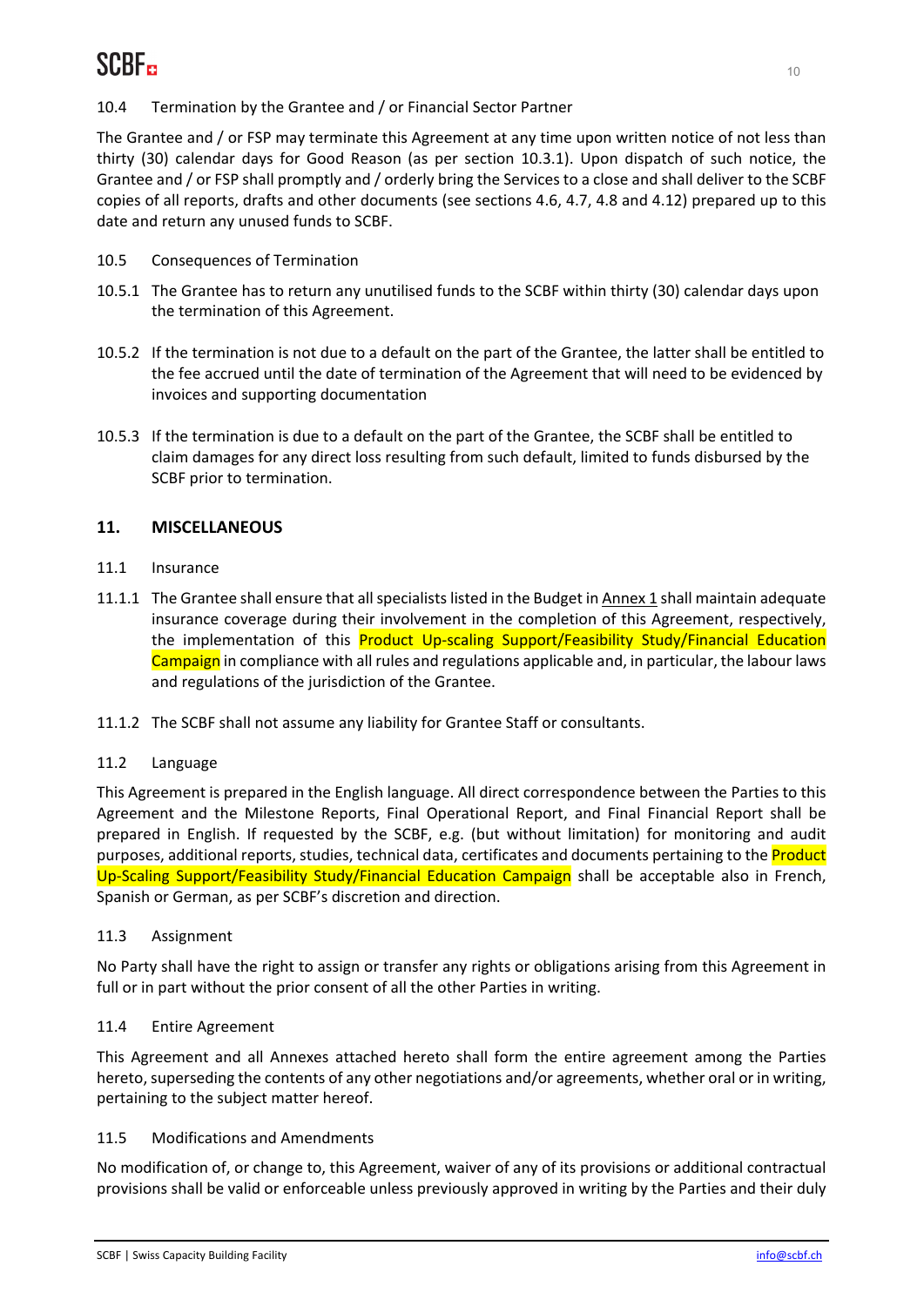10.4 Termination by the Grantee and / or Financial Sector Partner

The Grantee and / or FSP may terminate this Agreement at any time upon written notice of not less than thirty (30) calendar days for Good Reason (as per section 10.3.1). Upon dispatch of such notice, the Grantee and / or FSP shall promptly and / orderly bring the Services to a close and shall deliver to the SCBF copies of all reports, drafts and other documents (see sections 4.6, 4.7, 4.8 and 4.12) prepared up to this date and return any unused funds to SCBF.

10.5 Consequences of Termination

10.5.1 The Grantee has to return any unutilised funds to the SCBF within thirty (30) calendar days upon the termination of this Agreement.

10.5.2 If the termination is not due to a default on the part of the Grantee, the latter shall be entitled to the fee accrued until the date of termination of the Agreement that will need to be evidenced by invoices and supporting documentation

10.5.3 If the termination is due to a default on the part of the Grantee, the SCBF shall be entitled to claim damages for any direct loss resulting from such default, limited to funds disbursed by the SCBF prior to termination.

## 11. MISCELLANEOUS

11.1 Insurance

11.1.1 The Grantee shall ensure that all specialists listed in the Budget in Annex 1 shall maintain adequate insurance coverage during their involvement in the completion of this Agreement, respectively, the implementation of this Product Up-scaling Support/Feasibility Study/Financial Education Campaign in compliance with all rules and regulations applicable and, in particular, the labour laws and regulations of the jurisdiction of the Grantee.

11.1.2 The SCBF shall not assume any liability for Grantee Staff or consultants.

11.2 Language

This Agreement is prepared in the English language. All direct correspondence between the Parties to this Agreement and the Milestone Reports, Final Operational Report, and Final Financial Report shall be prepared in English. If requested by the SCBF, e.g. (but without limitation) for monitoring and audit purposes, additional reports, studies, technical data, certificates and documents pertaining to the Product Up-Scaling Support/Feasibility Study/Financial Education Campaign shall be acceptable also in French, Spanish or German, as per SCBF's discretion and direction.

11.3 Assignment

No Party shall have the right to assign or transfer any rights or obligations arising from this Agreement in full or in part without the prior consent of all the other Parties in writing.

11.4 Entire Agreement

This Agreement and all Annexes attached hereto shall form the entire agreement among the Parties hereto, superseding the contents of any other negotiations and/or agreements, whether oral or in writing, pertaining to the subject matter hereof.

11.5 Modifications and Amendments

No modification of, or change to, this Agreement, waiver of any of its provisions or additional contractual provisions shall be valid or enforceable unless previously approved in writing by the Parties and their duly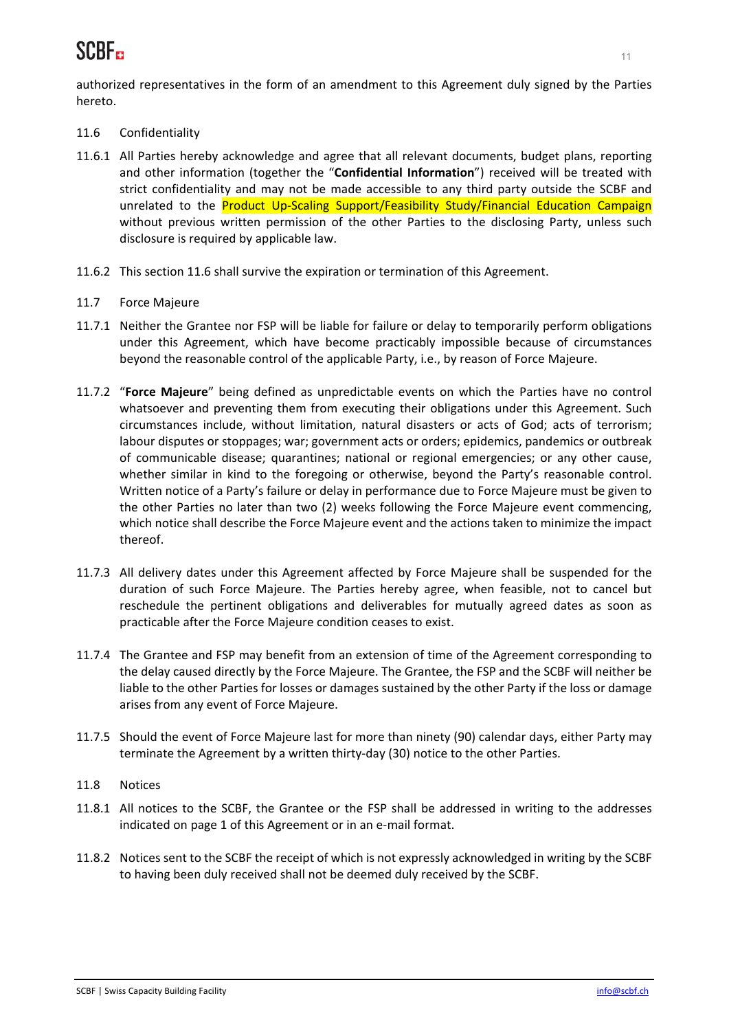authorized representatives in the form of an amendment to this Agreement duly signed by the Parties hereto.

11.6 Confidentiality

11.6.1 All Parties hereby acknowledge and agree that all relevant documents, budget plans, reporting and other information (together the "**Confidential Information**") received will be treated with strict confidentiality and may not be made accessible to any third party outside the SCBF and unrelated to the Product Up-Scaling Support/Feasibility Study/Financial Education Campaign without previous written permission of the other Parties to the disclosing Party, unless such disclosure is required by applicable law.

11.6.2 This section 11.6 shall survive the expiration or termination of this Agreement.

11.7 Force Majeure

11.7.1 Neither the Grantee nor FSP will be liable for failure or delay to temporarily perform obligations under this Agreement, which have become practicably impossible because of circumstances beyond the reasonable control of the applicable Party, i.e., by reason of Force Majeure.

11.7.2 "**Force Majeure**" being defined as unpredictable events on which the Parties have no control whatsoever and preventing them from executing their obligations under this Agreement. Such circumstances include, without limitation, natural disasters or acts of God; acts of terrorism; labour disputes or stoppages; war; government acts or orders; epidemics, pandemics or outbreak of communicable disease; quarantines; national or regional emergencies; or any other cause, whether similar in kind to the foregoing or otherwise, beyond the Party's reasonable control. Written notice of a Party's failure or delay in performance due to Force Majeure must be given to the other Parties no later than two (2) weeks following the Force Majeure event commencing, which notice shall describe the Force Majeure event and the actions taken to minimize the impact thereof.

11.7.3 All delivery dates under this Agreement affected by Force Majeure shall be suspended for the duration of such Force Majeure. The Parties hereby agree, when feasible, not to cancel but reschedule the pertinent obligations and deliverables for mutually agreed dates as soon as practicable after the Force Majeure condition ceases to exist.

11.7.4 The Grantee and FSP may benefit from an extension of time of the Agreement corresponding to the delay caused directly by the Force Majeure. The Grantee, the FSP and the SCBF will neither be liable to the other Parties for losses or damages sustained by the other Party if the loss or damage arises from any event of Force Majeure.

11.7.5 Should the event of Force Majeure last for more than ninety (90) calendar days, either Party may terminate the Agreement by a written thirty-day (30) notice to the other Parties.

11.8 Notices

11.8.1 All notices to the SCBF, the Grantee or the FSP shall be addressed in writing to the addresses indicated on page 1 of this Agreement or in an e-mail format.

11.8.2 Notices sent to the SCBF the receipt of which is not expressly acknowledged in writing by the SCBF to having been duly received shall not be deemed duly received by the SCBF.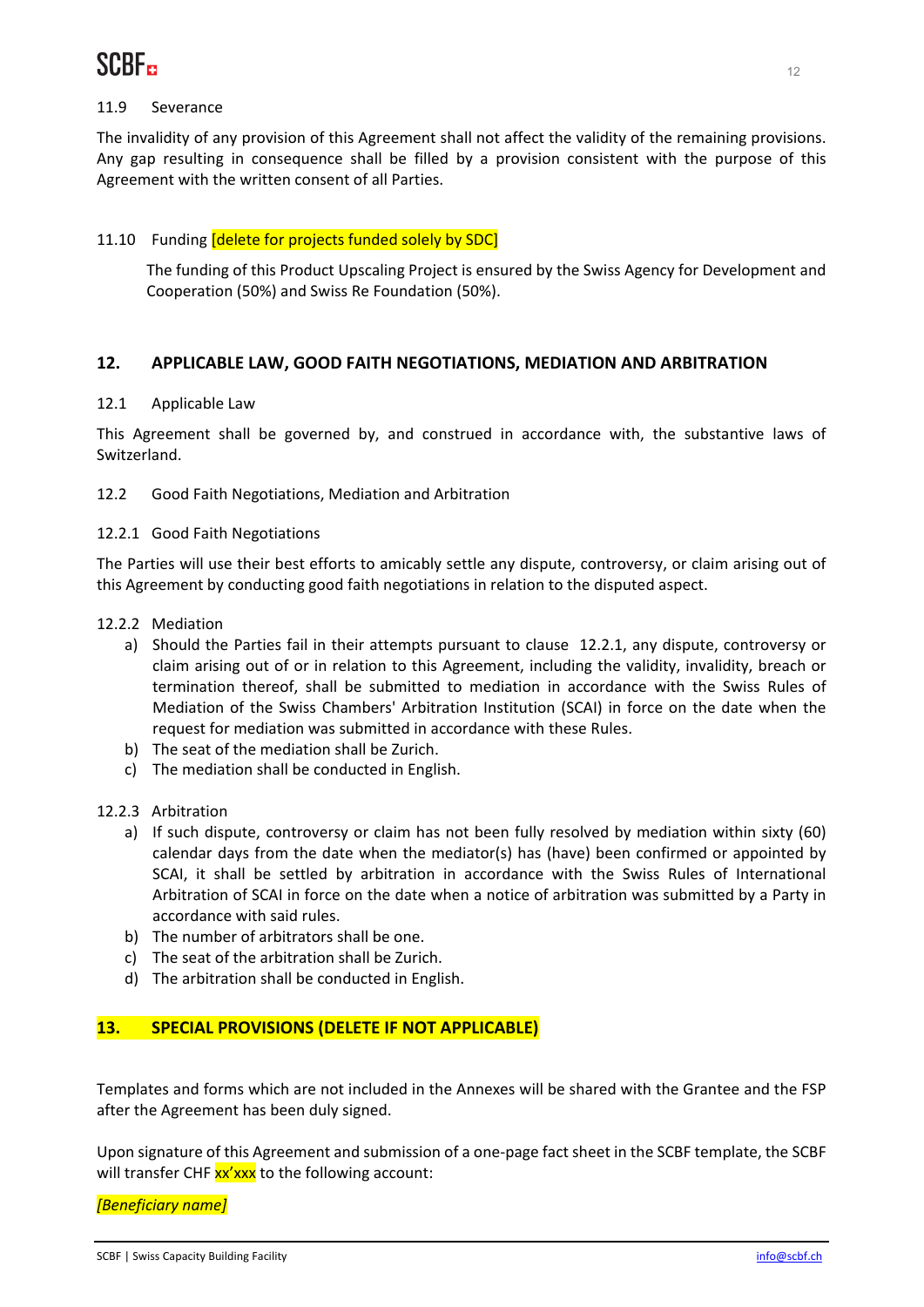11.9 Severance

The invalidity of any provision of this Agreement shall not affect the validity of the remaining provisions. Any gap resulting in consequence shall be filled by a provision consistent with the purpose of this Agreement with the written consent of all Parties.

11.10 Funding [delete for projects funded solely by SDC]

The funding of this Product Upscaling Project is ensured by the Swiss Agency for Development and Cooperation (50%) and Swiss Re Foundation (50%).

## 12. APPLICABLE LAW, GOOD FAITH NEGOTIATIONS, MEDIATION AND ARBITRATION

12.1 Applicable Law

This Agreement shall be governed by, and construed in accordance with, the substantive laws of Switzerland.

12.2 Good Faith Negotiations, Mediation and Arbitration

12.2.1 Good Faith Negotiations

The Parties will use their best efforts to amicably settle any dispute, controversy, or claim arising out of this Agreement by conducting good faith negotiations in relation to the disputed aspect.

12.2.2 Mediation

a) Should the Parties fail in their attempts pursuant to clause 12.2.1, any dispute, controversy or claim arising out of or in relation to this Agreement, including the validity, invalidity, breach or termination thereof, shall be submitted to mediation in accordance with the Swiss Rules of Mediation of the Swiss Chambers' Arbitration Institution (SCAI) in force on the date when the request for mediation was submitted in accordance with these Rules.
b) The seat of the mediation shall be Zurich.
c) The mediation shall be conducted in English.

12.2.3 Arbitration

a) If such dispute, controversy or claim has not been fully resolved by mediation within sixty (60) calendar days from the date when the mediator(s) has (have) been confirmed or appointed by SCAI, it shall be settled by arbitration in accordance with the Swiss Rules of International Arbitration of SCAI in force on the date when a notice of arbitration was submitted by a Party in accordance with said rules.
b) The number of arbitrators shall be one.
c) The seat of the arbitration shall be Zurich.
d) The arbitration shall be conducted in English.

## 13. SPECIAL PROVISIONS (DELETE IF NOT APPLICABLE)

Templates and forms which are not included in the Annexes will be shared with the Grantee and the FSP after the Agreement has been duly signed.

Upon signature of this Agreement and submission of a one-page fact sheet in the SCBF template, the SCBF will transfer CHF xx'xxx to the following account:

*[Beneficiary name]*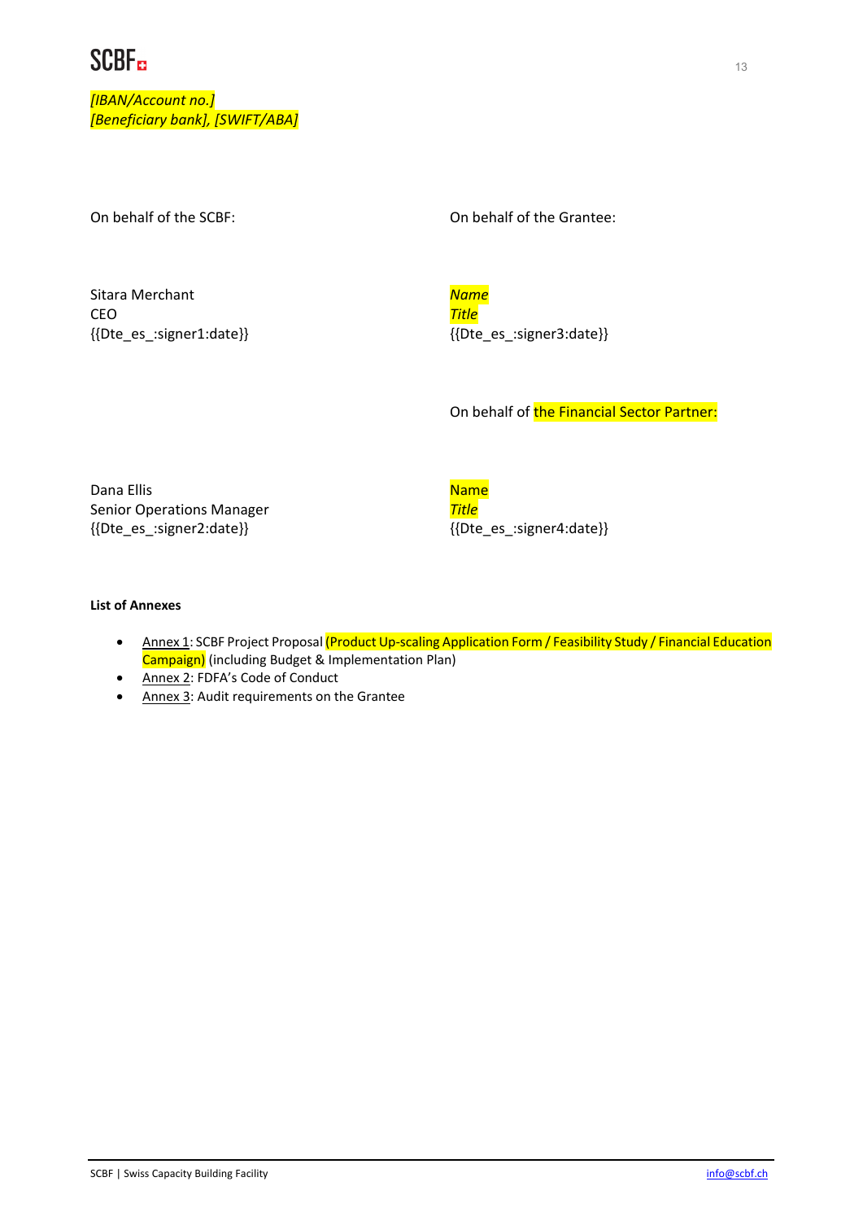*[IBAN/Account no.]*
*[Beneficiary bank], [SWIFT/ABA]*

On behalf of the SCBF:

Sitara Merchant
CEO
{{Dte_es_:signer1:date}}

Dana Ellis
Senior Operations Manager
{{Dte_es_:signer2:date}}

On behalf of the Grantee:

*Name*
*Title*
{{Dte_es_:signer3:date}}

On behalf of the Financial Sector Partner:

Name
*Title*
{{Dte_es_:signer4:date}}

**List of Annexes**

- Annex 1: SCBF Project Proposal (Product Up-scaling Application Form / Feasibility Study / Financial Education Campaign) (including Budget & Implementation Plan)
- Annex 2: FDFA's Code of Conduct
- Annex 3: Audit requirements on the Grantee